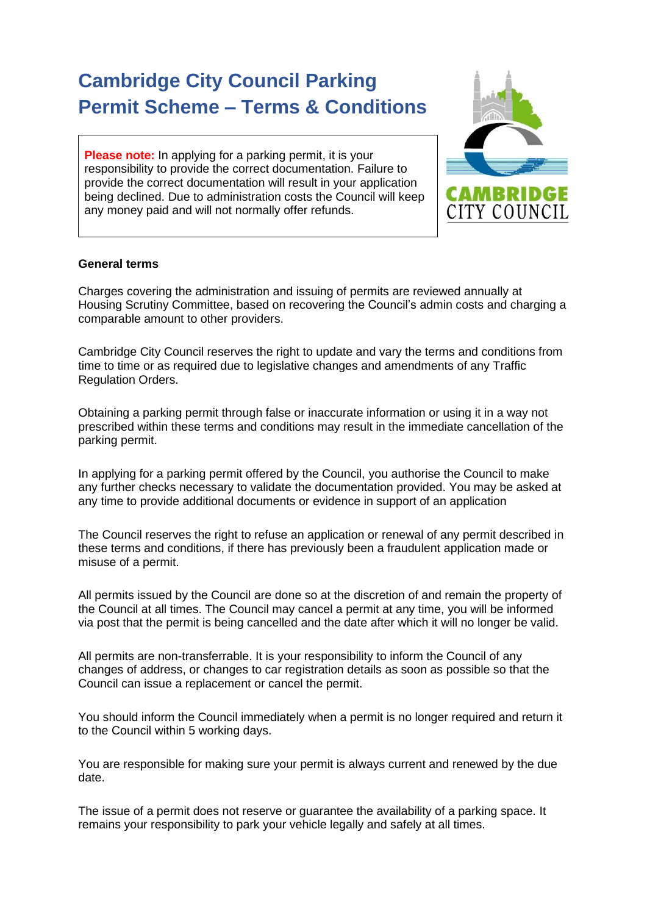# Cambridge City Council Parking Permit Scheme – Terms & Conditions

**Please note:** In applying for a parking permit, it is your responsibility to provide the correct documentation. Failure to provide the correct documentation will result in your application being declined. Due to administration costs the Council will keep any money paid and will not normally offer refunds.

**General terms**

Charges covering the administration and issuing of permits are reviewed annually at Housing Scrutiny Committee, based on recovering the Council's admin costs and charging a comparable amount to other providers.

Cambridge City Council reserves the right to update and vary the terms and conditions from time to time or as required due to legislative changes and amendments of any Traffic Regulation Orders.

Obtaining a parking permit through false or inaccurate information or using it in a way not prescribed within these terms and conditions may result in the immediate cancellation of the parking permit.

In applying for a parking permit offered by the Council, you authorise the Council to make any further checks necessary to validate the documentation provided. You may be asked at any time to provide additional documents or evidence in support of an application

The Council reserves the right to refuse an application or renewal of any permit described in these terms and conditions, if there has previously been a fraudulent application made or misuse of a permit.

All permits issued by the Council are done so at the discretion of and remain the property of the Council at all times. The Council may cancel a permit at any time, you will be informed via post that the permit is being cancelled and the date after which it will no longer be valid.

All permits are non-transferrable. It is your responsibility to inform the Council of any changes of address, or changes to car registration details as soon as possible so that the Council can issue a replacement or cancel the permit.

You should inform the Council immediately when a permit is no longer required and return it to the Council within 5 working days.

You are responsible for making sure your permit is always current and renewed by the due date.

The issue of a permit does not reserve or guarantee the availability of a parking space. It remains your responsibility to park your vehicle legally and safely at all times.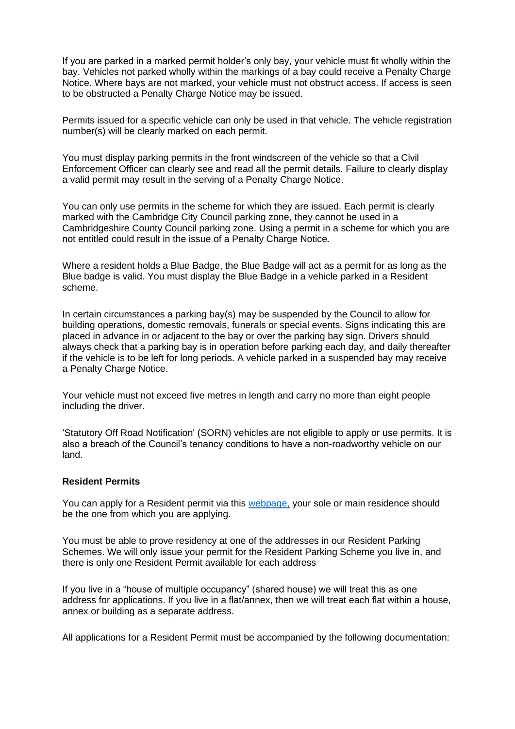If you are parked in a marked permit holder's only bay, your vehicle must fit wholly within the bay. Vehicles not parked wholly within the markings of a bay could receive a Penalty Charge Notice. Where bays are not marked, your vehicle must not obstruct access. If access is seen to be obstructed a Penalty Charge Notice may be issued.

Permits issued for a specific vehicle can only be used in that vehicle. The vehicle registration number(s) will be clearly marked on each permit.

You must display parking permits in the front windscreen of the vehicle so that a Civil Enforcement Officer can clearly see and read all the permit details. Failure to clearly display a valid permit may result in the serving of a Penalty Charge Notice.

You can only use permits in the scheme for which they are issued. Each permit is clearly marked with the Cambridge City Council parking zone, they cannot be used in a Cambridgeshire County Council parking zone. Using a permit in a scheme for which you are not entitled could result in the issue of a Penalty Charge Notice.

Where a resident holds a Blue Badge, the Blue Badge will act as a permit for as long as the Blue badge is valid. You must display the Blue Badge in a vehicle parked in a Resident scheme.

In certain circumstances a parking bay(s) may be suspended by the Council to allow for building operations, domestic removals, funerals or special events. Signs indicating this are placed in advance in or adjacent to the bay or over the parking bay sign. Drivers should always check that a parking bay is in operation before parking each day, and daily thereafter if the vehicle is to be left for long periods. A vehicle parked in a suspended bay may receive a Penalty Charge Notice.

Your vehicle must not exceed five metres in length and carry no more than eight people including the driver.

'Statutory Off Road Notification' (SORN) vehicles are not eligible to apply or use permits. It is also a breach of the Council's tenancy conditions to have a non-roadworthy vehicle on our land.

**Resident Permits**

You can apply for a Resident permit via this webpage, your sole or main residence should be the one from which you are applying.

You must be able to prove residency at one of the addresses in our Resident Parking Schemes. We will only issue your permit for the Resident Parking Scheme you live in, and there is only one Resident Permit available for each address

If you live in a "house of multiple occupancy" (shared house) we will treat this as one address for applications. If you live in a flat/annex, then we will treat each flat within a house, annex or building as a separate address.

All applications for a Resident Permit must be accompanied by the following documentation: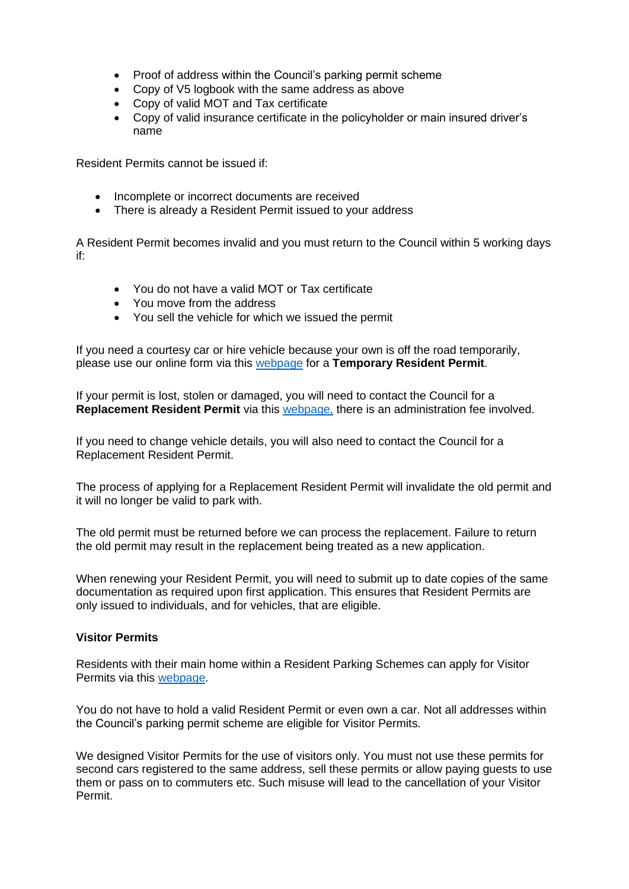- Proof of address within the Council's parking permit scheme
- Copy of V5 logbook with the same address as above
- Copy of valid MOT and Tax certificate
- Copy of valid insurance certificate in the policyholder or main insured driver's name

Resident Permits cannot be issued if:

- Incomplete or incorrect documents are received
- There is already a Resident Permit issued to your address

A Resident Permit becomes invalid and you must return to the Council within 5 working days if:

- You do not have a valid MOT or Tax certificate
- You move from the address
- You sell the vehicle for which we issued the permit

If you need a courtesy car or hire vehicle because your own is off the road temporarily, please use our online form via this webpage for a **Temporary Resident Permit**.

If your permit is lost, stolen or damaged, you will need to contact the Council for a **Replacement Resident Permit** via this webpage, there is an administration fee involved.

If you need to change vehicle details, you will also need to contact the Council for a Replacement Resident Permit.

The process of applying for a Replacement Resident Permit will invalidate the old permit and it will no longer be valid to park with.

The old permit must be returned before we can process the replacement. Failure to return the old permit may result in the replacement being treated as a new application.

When renewing your Resident Permit, you will need to submit up to date copies of the same documentation as required upon first application. This ensures that Resident Permits are only issued to individuals, and for vehicles, that are eligible.

**Visitor Permits**

Residents with their main home within a Resident Parking Schemes can apply for Visitor Permits via this webpage.

You do not have to hold a valid Resident Permit or even own a car. Not all addresses within the Council's parking permit scheme are eligible for Visitor Permits.

We designed Visitor Permits for the use of visitors only. You must not use these permits for second cars registered to the same address, sell these permits or allow paying guests to use them or pass on to commuters etc. Such misuse will lead to the cancellation of your Visitor Permit.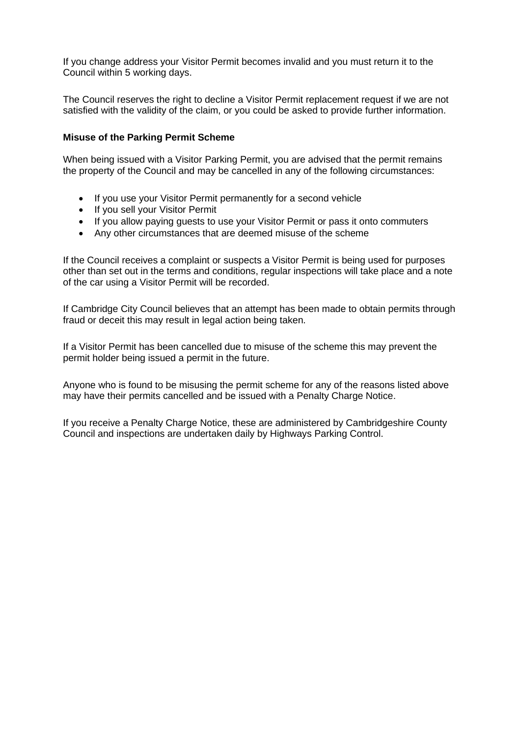If you change address your Visitor Permit becomes invalid and you must return it to the Council within 5 working days.

The Council reserves the right to decline a Visitor Permit replacement request if we are not satisfied with the validity of the claim, or you could be asked to provide further information.

**Misuse of the Parking Permit Scheme**

When being issued with a Visitor Parking Permit, you are advised that the permit remains the property of the Council and may be cancelled in any of the following circumstances:

- If you use your Visitor Permit permanently for a second vehicle
- If you sell your Visitor Permit
- If you allow paying guests to use your Visitor Permit or pass it onto commuters
- Any other circumstances that are deemed misuse of the scheme

If the Council receives a complaint or suspects a Visitor Permit is being used for purposes other than set out in the terms and conditions, regular inspections will take place and a note of the car using a Visitor Permit will be recorded.

If Cambridge City Council believes that an attempt has been made to obtain permits through fraud or deceit this may result in legal action being taken.

If a Visitor Permit has been cancelled due to misuse of the scheme this may prevent the permit holder being issued a permit in the future.

Anyone who is found to be misusing the permit scheme for any of the reasons listed above may have their permits cancelled and be issued with a Penalty Charge Notice.

If you receive a Penalty Charge Notice, these are administered by Cambridgeshire County Council and inspections are undertaken daily by Highways Parking Control.